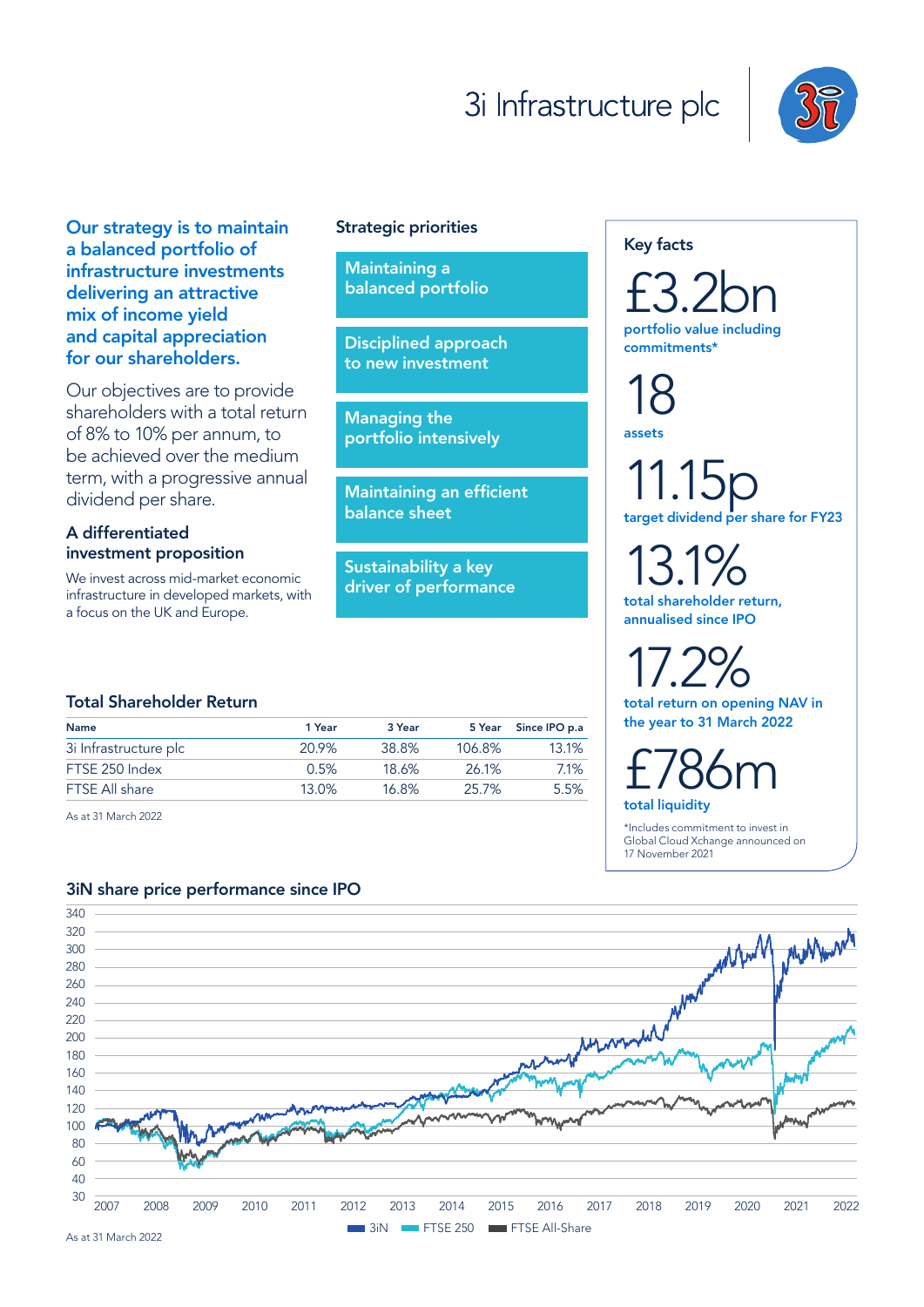# 3i Infrastructure plc

**Our strategy is to maintain a balanced portfolio of infrastructure investments delivering an attractive mix of income yield and capital appreciation for our shareholders.**

Our objectives are to provide shareholders with a total return of 8% to 10% per annum, to be achieved over the medium term, with a progressive annual dividend per share.

### A differentiated investment proposition

We invest across mid-market economic infrastructure in developed markets, with a focus on the UK and Europe.

### Strategic priorities

- Maintaining a balanced portfolio
- Disciplined approach to new investment
- Managing the portfolio intensively
- Maintaining an efficient balance sheet
- Sustainability a key driver of performance

### Key facts

**£3.2bn**
portfolio value including commitments*

**18**
assets

**11.15p**
target dividend per share for FY23

**13.1%**
total shareholder return, annualised since IPO

**17.2%**
total return on opening NAV in the year to 31 March 2022

**£786m**
total liquidity

*Includes commitment to invest in Global Cloud Xchange announced on 17 November 2021

### Total Shareholder Return

| Name | 1 Year | 3 Year | 5 Year | Since IPO p.a |
|---|---|---|---|---|
| 3i Infrastructure plc | 20.9% | 38.8% | 106.8% | 13.1% |
| FTSE 250 Index | 0.5% | 18.6% | 26.1% | 7.1% |
| FTSE All share | 13.0% | 16.8% | 25.7% | 5.5% |

As at 31 March 2022

### 3iN share price performance since IPO

3iN | FTSE 250 | FTSE All-Share

As at 31 March 2022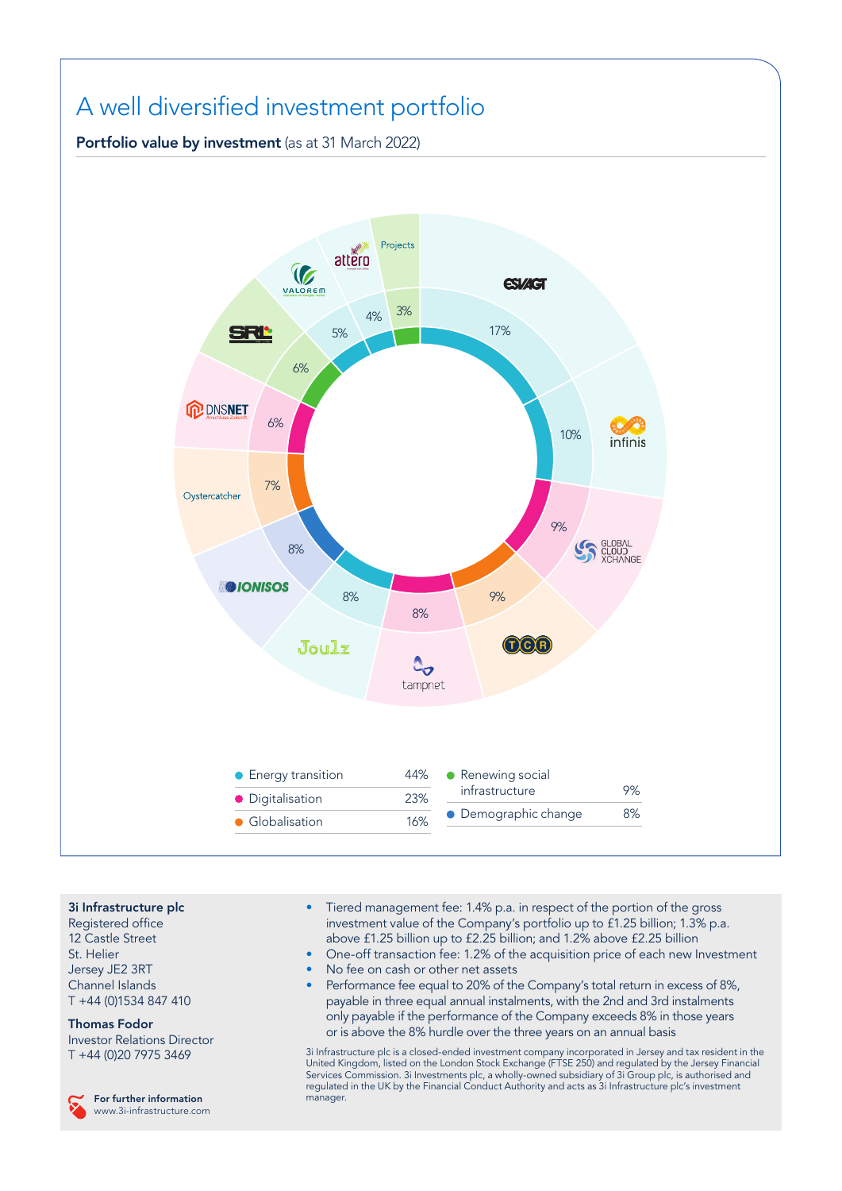# A well diversified investment portfolio

**Portfolio value by investment** (as at 31 March 2022)

ESVAGT 17%
infinis 10%
Global Cloud Xchange 9%
TCR 9%
tampnet 8%
Joulz 8%
IONISOS 8%
Oystercatcher 7%
DNSNET 6%
SRL 6%
VALOREM 5%
attero 4%
Projects 3%

- Energy transition 44%
- Digitalisation 23%
- Globalisation 16%
- Renewing social infrastructure 9%
- Demographic change 8%

**3i Infrastructure plc**
Registered office
12 Castle Street
St. Helier
Jersey JE2 3RT
Channel Islands
T +44 (0)1534 847 410

**Thomas Fodor**
Investor Relations Director
T +44 (0)20 7975 3469

**For further information**
www.3i-infrastructure.com

- Tiered management fee: 1.4% p.a. in respect of the portion of the gross investment value of the Company's portfolio up to £1.25 billion; 1.3% p.a. above £1.25 billion up to £2.25 billion; and 1.2% above £2.25 billion
- One-off transaction fee: 1.2% of the acquisition price of each new Investment
- No fee on cash or other net assets
- Performance fee equal to 20% of the Company's total return in excess of 8%, payable in three equal annual instalments, with the 2nd and 3rd instalments only payable if the performance of the Company exceeds 8% in those years or is above the 8% hurdle over the three years on an annual basis

3i Infrastructure plc is a closed-ended investment company incorporated in Jersey and tax resident in the United Kingdom, listed on the London Stock Exchange (FTSE 250) and regulated by the Jersey Financial Services Commission. 3i Investments plc, a wholly-owned subsidiary of 3i Group plc, is authorised and regulated in the UK by the Financial Conduct Authority and acts as 3i Infrastructure plc's investment manager.